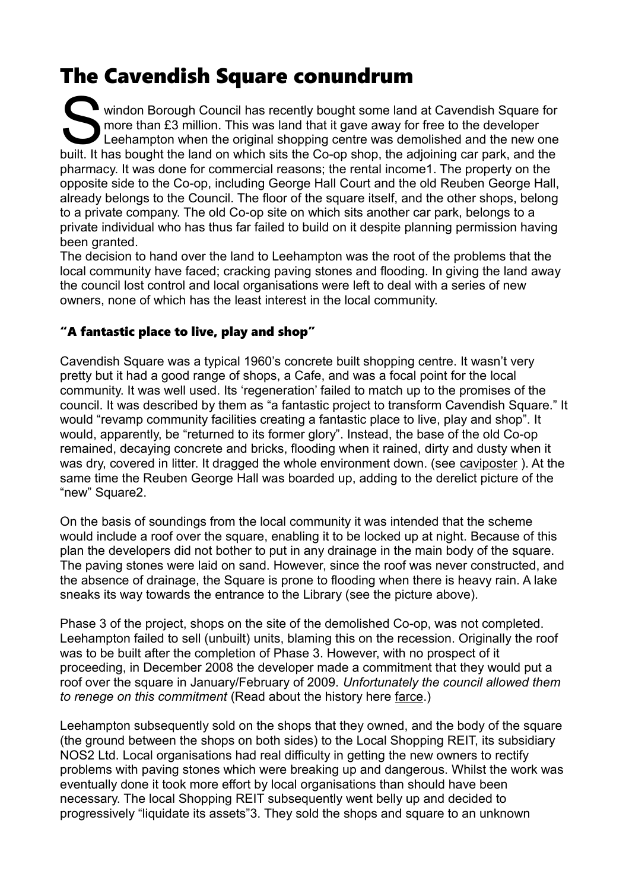# The Cavendish Square conundrum

Swindon Borough Council has recently bought some land at Cavendish Square for more than £3 million. This was land that it gave away for free to the developer Leehampton when the original shopping centre was demolished and the new one built. It has bought the land on which sits the Co-op shop, the adjoining car park, and the pharmacy. It was done for commercial reasons; the rental income[1]. The property on the opposite side to the Co-op, including George Hall Court and the old Reuben George Hall, already belongs to the Council. The floor of the square itself, and the other shops, belong to a private company. The old Co-op site on which sits another car park, belongs to a private individual who has thus far failed to build on it despite planning permission having been granted.

The decision to hand over the land to Leehampton was the root of the problems that the local community have faced; cracking paving stones and flooding. In giving the land away the council lost control and local organisations were left to deal with a series of new owners, none of which has the least interest in the local community.

### "A fantastic place to live, play and shop"

Cavendish Square was a typical 1960's concrete built shopping centre. It wasn't very pretty but it had a good range of shops, a Cafe, and was a focal point for the local community. It was well used. Its 'regeneration' failed to match up to the promises of the council. It was described by them as "a fantastic project to transform Cavendish Square." It would "revamp community facilities creating a fantastic place to live, play and shop". It would, apparently, be "returned to its former glory". Instead, the base of the old Co-op remained, decaying concrete and bricks, flooding when it rained, dirty and dusty when it was dry, covered in litter. It dragged the whole environment down. (see caviposter ). At the same time the Reuben George Hall was boarded up, adding to the derelict picture of the "new" Square[2].

On the basis of soundings from the local community it was intended that the scheme would include a roof over the square, enabling it to be locked up at night. Because of this plan the developers did not bother to put in any drainage in the main body of the square. The paving stones were laid on sand. However, since the roof was never constructed, and the absence of drainage, the Square is prone to flooding when there is heavy rain. A lake sneaks its way towards the entrance to the Library (see the picture above).

Phase 3 of the project, shops on the site of the demolished Co-op, was not completed. Leehampton failed to sell (unbuilt) units, blaming this on the recession. Originally the roof was to be built after the completion of Phase 3. However, with no prospect of it proceeding, in December 2008 the developer made a commitment that they would put a roof over the square in January/February of 2009. *Unfortunately the council allowed them to renege on this commitment* (Read about the history here farce.)

Leehampton subsequently sold on the shops that they owned, and the body of the square (the ground between the shops on both sides) to the Local Shopping REIT, its subsidiary NOS2 Ltd. Local organisations had real difficulty in getting the new owners to rectify problems with paving stones which were breaking up and dangerous. Whilst the work was eventually done it took more effort by local organisations than should have been necessary. The local Shopping REIT subsequently went belly up and decided to progressively "liquidate its assets"[3]. They sold the shops and square to an unknown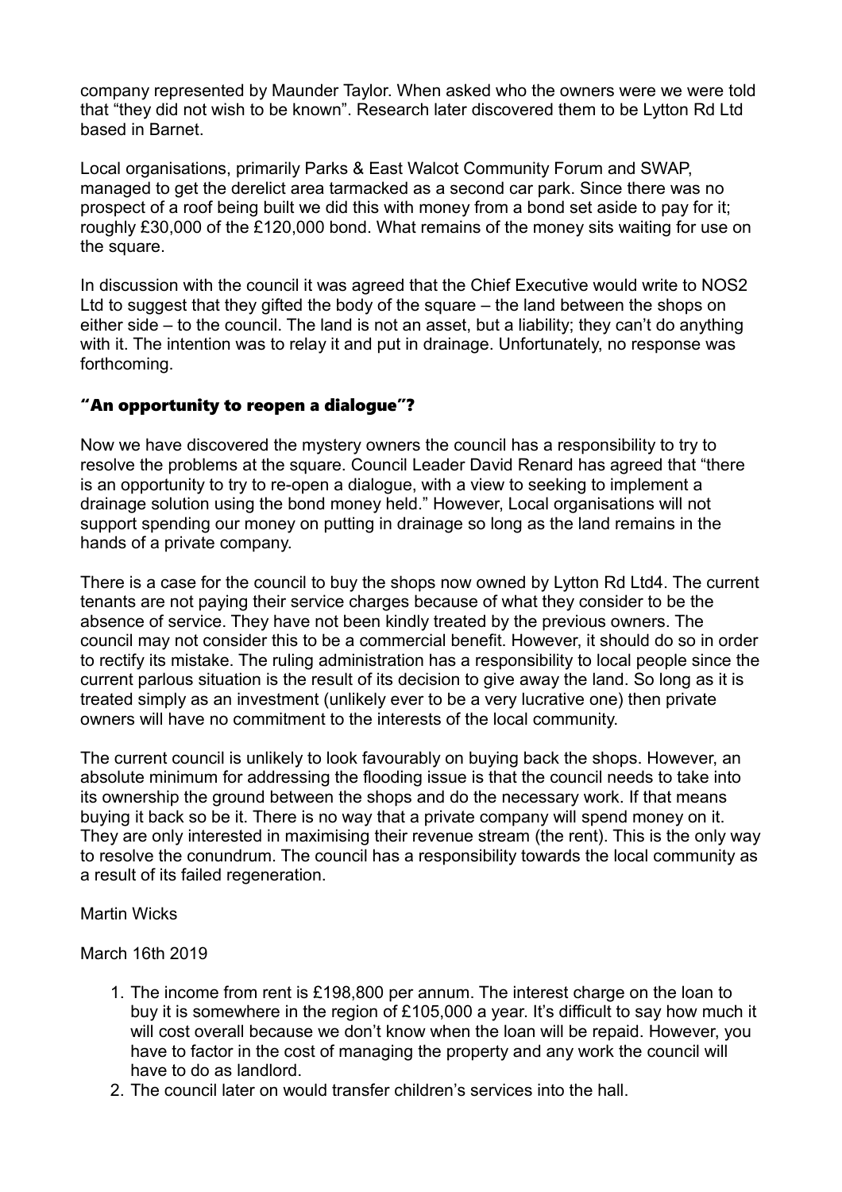company represented by Maunder Taylor. When asked who the owners were we were told that "they did not wish to be known". Research later discovered them to be Lytton Rd Ltd based in Barnet.

Local organisations, primarily Parks & East Walcot Community Forum and SWAP, managed to get the derelict area tarmacked as a second car park. Since there was no prospect of a roof being built we did this with money from a bond set aside to pay for it; roughly £30,000 of the £120,000 bond. What remains of the money sits waiting for use on the square.

In discussion with the council it was agreed that the Chief Executive would write to NOS2 Ltd to suggest that they gifted the body of the square – the land between the shops on either side – to the council. The land is not an asset, but a liability; they can't do anything with it. The intention was to relay it and put in drainage. Unfortunately, no response was forthcoming.

## "An opportunity to reopen a dialogue"?

Now we have discovered the mystery owners the council has a responsibility to try to resolve the problems at the square. Council Leader David Renard has agreed that "there is an opportunity to try to re-open a dialogue, with a view to seeking to implement a drainage solution using the bond money held." However, Local organisations will not support spending our money on putting in drainage so long as the land remains in the hands of a private company.

There is a case for the council to buy the shops now owned by Lytton Rd Ltd4. The current tenants are not paying their service charges because of what they consider to be the absence of service. They have not been kindly treated by the previous owners. The council may not consider this to be a commercial benefit. However, it should do so in order to rectify its mistake. The ruling administration has a responsibility to local people since the current parlous situation is the result of its decision to give away the land. So long as it is treated simply as an investment (unlikely ever to be a very lucrative one) then private owners will have no commitment to the interests of the local community.

The current council is unlikely to look favourably on buying back the shops. However, an absolute minimum for addressing the flooding issue is that the council needs to take into its ownership the ground between the shops and do the necessary work. If that means buying it back so be it. There is no way that a private company will spend money on it. They are only interested in maximising their revenue stream (the rent). This is the only way to resolve the conundrum. The council has a responsibility towards the local community as a result of its failed regeneration.

Martin Wicks

March 16th 2019

1. The income from rent is £198,800 per annum. The interest charge on the loan to buy it is somewhere in the region of £105,000 a year. It's difficult to say how much it will cost overall because we don't know when the loan will be repaid. However, you have to factor in the cost of managing the property and any work the council will have to do as landlord.
2. The council later on would transfer children's services into the hall.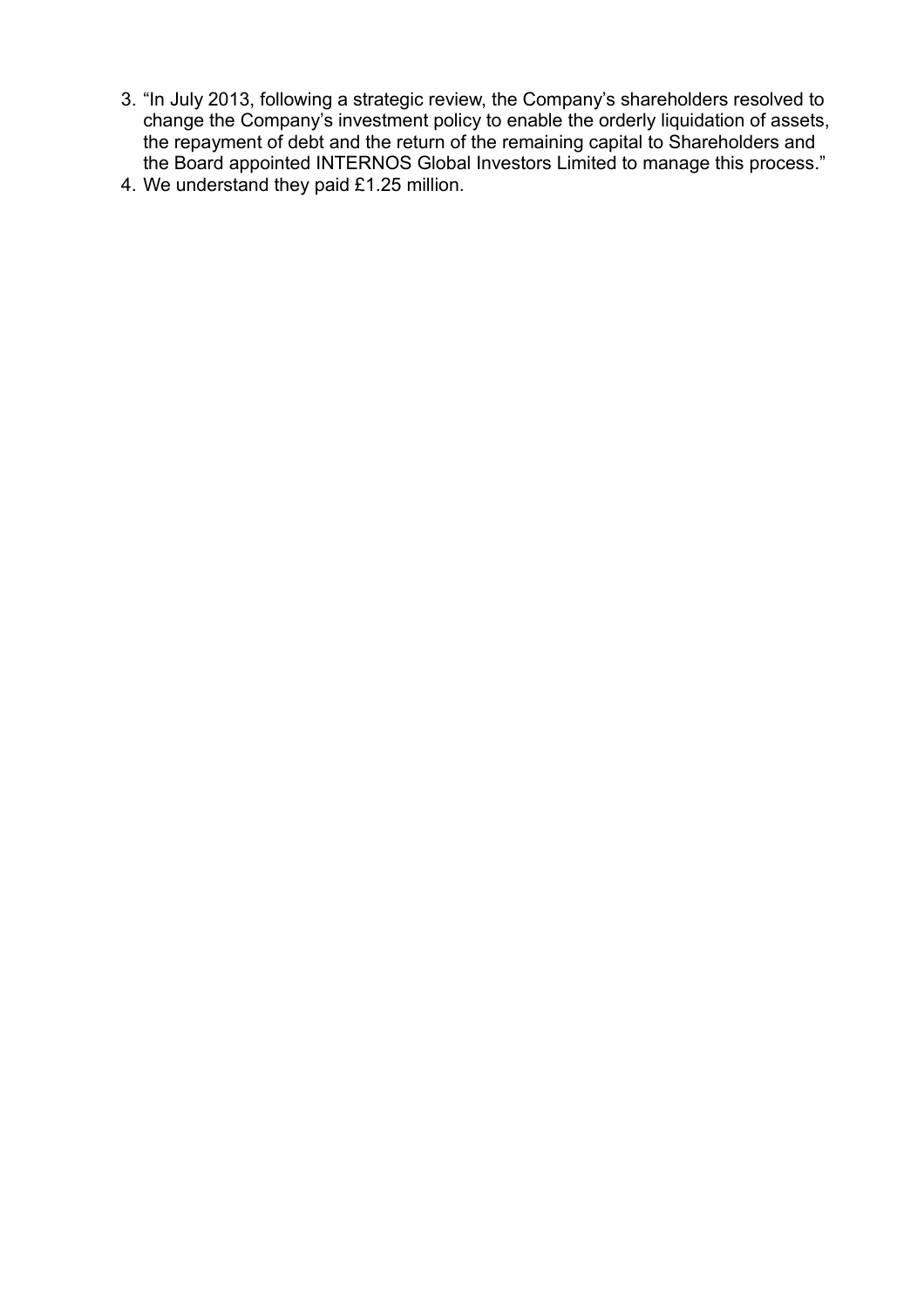3. "In July 2013, following a strategic review, the Company's shareholders resolved to change the Company's investment policy to enable the orderly liquidation of assets, the repayment of debt and the return of the remaining capital to Shareholders and the Board appointed INTERNOS Global Investors Limited to manage this process."
4. We understand they paid £1.25 million.